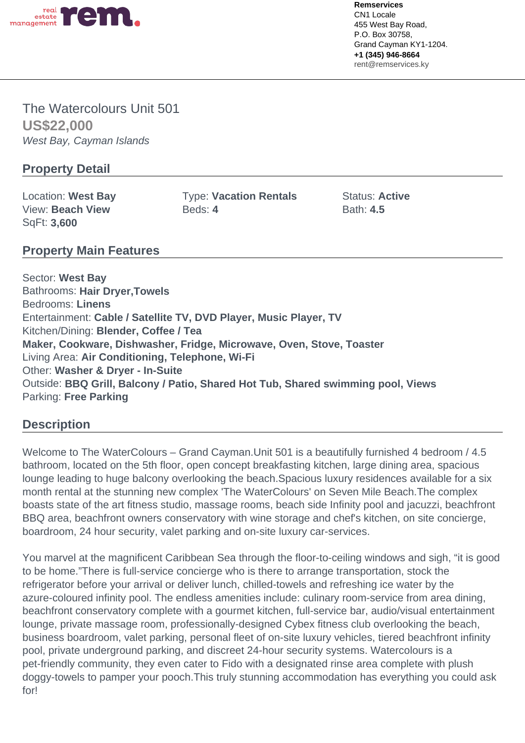real estate management **rem.**

**Remservices**
CN1 Locale
455 West Bay Road,
P.O. Box 30758,
Grand Cayman KY1-1204.
**+1 (345) 946-8664**
rent@remservices.ky

# The Watercolours Unit 501

## US$22,000

*West Bay, Cayman Islands*

## Property Detail

Location: **West Bay**
View: **Beach View**
SqFt: **3,600**

Type: **Vacation Rentals**
Beds: **4**

Status: **Active**
Bath: **4.5**

## Property Main Features

Sector: **West Bay**
Bathrooms: **Hair Dryer,Towels**
Bedrooms: **Linens**
Entertainment: **Cable / Satellite TV, DVD Player, Music Player, TV**
Kitchen/Dining: **Blender, Coffee / Tea Maker, Cookware, Dishwasher, Fridge, Microwave, Oven, Stove, Toaster**
Living Area: **Air Conditioning, Telephone, Wi-Fi**
Other: **Washer & Dryer - In-Suite**
Outside: **BBQ Grill, Balcony / Patio, Shared Hot Tub, Shared swimming pool, Views**
Parking: **Free Parking**

## Description

Welcome to The WaterColours – Grand Cayman.Unit 501 is a beautifully furnished 4 bedroom / 4.5 bathroom, located on the 5th floor, open concept breakfasting kitchen, large dining area, spacious lounge leading to huge balcony overlooking the beach.Spacious luxury residences available for a six month rental at the stunning new complex 'The WaterColours' on Seven Mile Beach.The complex boasts state of the art fitness studio, massage rooms, beach side Infinity pool and jacuzzi, beachfront BBQ area, beachfront owners conservatory with wine storage and chef's kitchen, on site concierge, boardroom, 24 hour security, valet parking and on-site luxury car-services.

You marvel at the magnificent Caribbean Sea through the floor-to-ceiling windows and sigh, “it is good to be home.”There is full-service concierge who is there to arrange transportation, stock the refrigerator before your arrival or deliver lunch, chilled-towels and refreshing ice water by the azure-coloured infinity pool. The endless amenities include: culinary room-service from area dining, beachfront conservatory complete with a gourmet kitchen, full-service bar, audio/visual entertainment lounge, private massage room, professionally-designed Cybex fitness club overlooking the beach, business boardroom, valet parking, personal fleet of on-site luxury vehicles, tiered beachfront infinity pool, private underground parking, and discreet 24-hour security systems. Watercolours is a pet-friendly community, they even cater to Fido with a designated rinse area complete with plush doggy-towels to pamper your pooch.This truly stunning accommodation has everything you could ask for!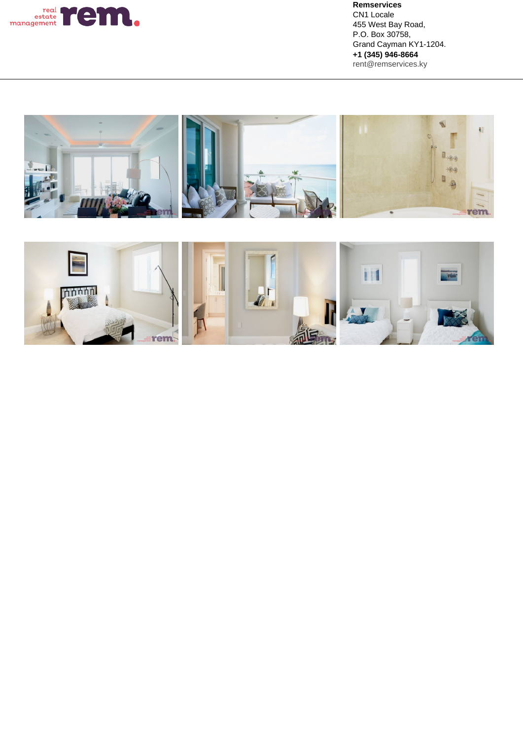**Remservices**
CN1 Locale
455 West Bay Road,
P.O. Box 30758,
Grand Cayman KY1-1204.
**+1 (345) 946-8664**
rent@remservices.ky